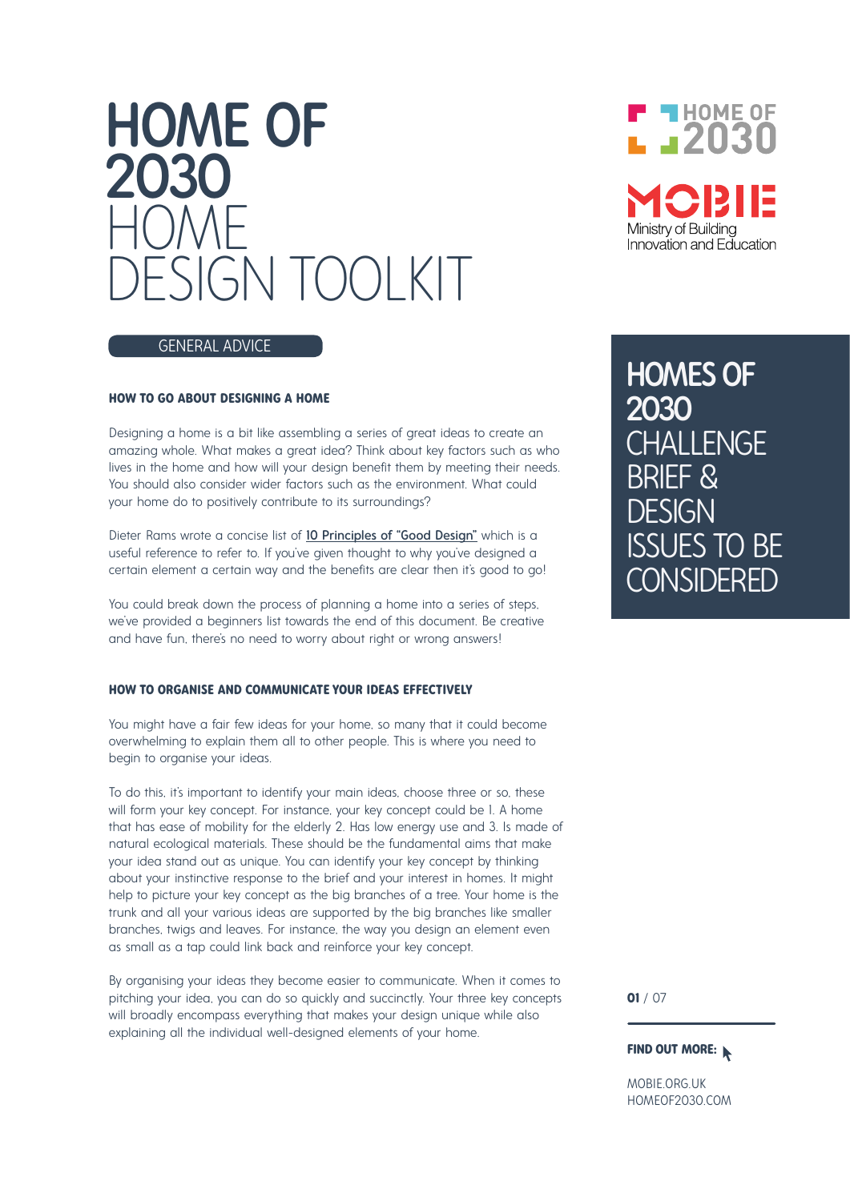# HOME OF 2030 HOME DESIGN TOOLKIT

HOME OF 2030

MOBIE

Ministry of Building Innovation and Education

## HOMES OF 2030 CHALLENGE BRIEF & DESIGN ISSUES TO BE CONSIDERED

GENERAL ADVICE

### HOW TO GO ABOUT DESIGNING A HOME

Designing a home is a bit like assembling a series of great ideas to create an amazing whole. What makes a great idea? Think about key factors such as who lives in the home and how will your design benefit them by meeting their needs. You should also consider wider factors such as the environment. What could your home do to positively contribute to its surroundings?

Dieter Rams wrote a concise list of 10 Principles of "Good Design" which is a useful reference to refer to. If you've given thought to why you've designed a certain element a certain way and the benefits are clear then it's good to go!

You could break down the process of planning a home into a series of steps, we've provided a beginners list towards the end of this document. Be creative and have fun, there's no need to worry about right or wrong answers!

### HOW TO ORGANISE AND COMMUNICATE YOUR IDEAS EFFECTIVELY

You might have a fair few ideas for your home, so many that it could become overwhelming to explain them all to other people. This is where you need to begin to organise your ideas.

To do this, it's important to identify your main ideas, choose three or so, these will form your key concept. For instance, your key concept could be 1. A home that has ease of mobility for the elderly 2. Has low energy use and 3. Is made of natural ecological materials. These should be the fundamental aims that make your idea stand out as unique. You can identify your key concept by thinking about your instinctive response to the brief and your interest in homes. It might help to picture your key concept as the big branches of a tree. Your home is the trunk and all your various ideas are supported by the big branches like smaller branches, twigs and leaves. For instance, the way you design an element even as small as a tap could link back and reinforce your key concept.

By organising your ideas they become easier to communicate. When it comes to pitching your idea, you can do so quickly and succinctly. Your three key concepts will broadly encompass everything that makes your design unique while also explaining all the individual well-designed elements of your home.

**FIND OUT MORE:**

MOBIE.ORG.UK
HOMEOF2030.COM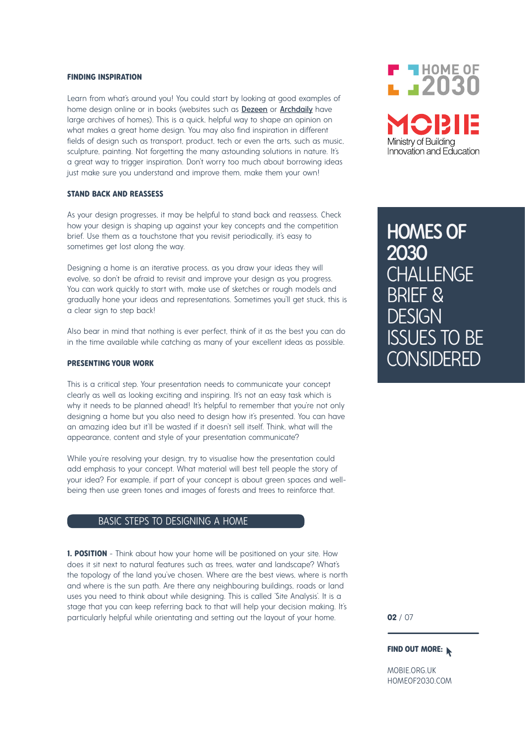### FINDING INSPIRATION

Learn from what's around you! You could start by looking at good examples of home design online or in books (websites such as **Dezeen** or **Archdaily** have large archives of homes). This is a quick, helpful way to shape an opinion on what makes a great home design. You may also find inspiration in different fields of design such as transport, product, tech or even the arts, such as music, sculpture, painting. Not forgetting the many astounding solutions in nature. It's a great way to trigger inspiration. Don't worry too much about borrowing ideas just make sure you understand and improve them, make them your own!

### STAND BACK AND REASSESS

As your design progresses, it may be helpful to stand back and reassess. Check how your design is shaping up against your key concepts and the competition brief. Use them as a touchstone that you revisit periodically, it's easy to sometimes get lost along the way.

Designing a home is an iterative process, as you draw your ideas they will evolve, so don't be afraid to revisit and improve your design as you progress. You can work quickly to start with, make use of sketches or rough models and gradually hone your ideas and representations. Sometimes you'll get stuck, this is a clear sign to step back!

Also bear in mind that nothing is ever perfect, think of it as the best you can do in the time available while catching as many of your excellent ideas as possible.

### PRESENTING YOUR WORK

This is a critical step. Your presentation needs to communicate your concept clearly as well as looking exciting and inspiring. It's not an easy task which is why it needs to be planned ahead! It's helpful to remember that you're not only designing a home but you also need to design how it's presented. You can have an amazing idea but it'll be wasted if it doesn't sell itself. Think, what will the appearance, content and style of your presentation communicate?

While you're resolving your design, try to visualise how the presentation could add emphasis to your concept. What material will best tell people the story of your idea? For example, if part of your concept is about green spaces and well-being then use green tones and images of forests and trees to reinforce that.

## BASIC STEPS TO DESIGNING A HOME

**1. POSITION** - Think about how your home will be positioned on your site. How does it sit next to natural features such as trees, water and landscape? What's the topology of the land you've chosen. Where are the best views, where is north and where is the sun path. Are there any neighbouring buildings, roads or land uses you need to think about while designing. This is called 'Site Analysis'. It is a stage that you can keep referring back to that will help your decision making. It's particularly helpful while orientating and setting out the layout of your home.

HOME OF 2030

MOBIE
Ministry of Building Innovation and Education

# HOMES OF 2030 CHALLENGE BRIEF & DESIGN ISSUES TO BE CONSIDERED

**FIND OUT MORE:**

MOBIE.ORG.UK
HOMEOF2030.COM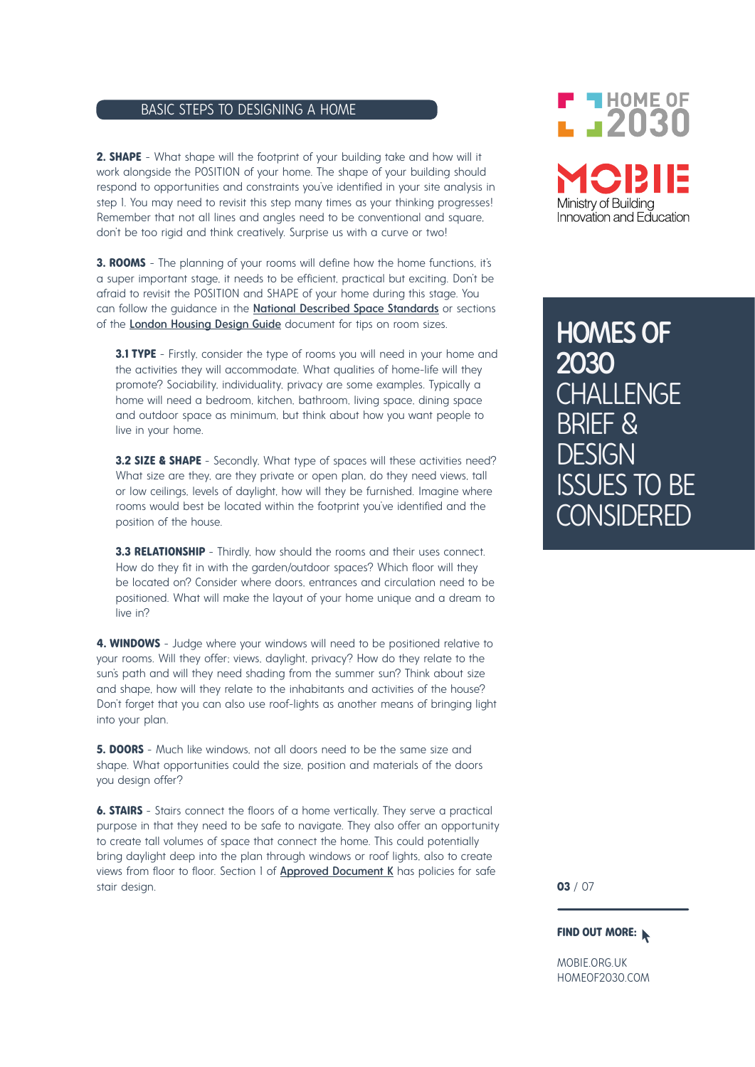## BASIC STEPS TO DESIGNING A HOME

**2. SHAPE** - What shape will the footprint of your building take and how will it work alongside the POSITION of your home. The shape of your building should respond to opportunities and constraints you've identified in your site analysis in step 1. You may need to revisit this step many times as your thinking progresses! Remember that not all lines and angles need to be conventional and square, don't be too rigid and think creatively. Surprise us with a curve or two!

**3. ROOMS** - The planning of your rooms will define how the home functions, it's a super important stage, it needs to be efficient, practical but exciting. Don't be afraid to revisit the POSITION and SHAPE of your home during this stage. You can follow the guidance in the National Described Space Standards or sections of the London Housing Design Guide document for tips on room sizes.

> **3.1 TYPE** - Firstly, consider the type of rooms you will need in your home and the activities they will accommodate. What qualities of home-life will they promote? Sociability, individuality, privacy are some examples. Typically a home will need a bedroom, kitchen, bathroom, living space, dining space and outdoor space as minimum, but think about how you want people to live in your home.
>
> **3.2 SIZE & SHAPE** - Secondly, What type of spaces will these activities need? What size are they, are they private or open plan, do they need views, tall or low ceilings, levels of daylight, how will they be furnished. Imagine where rooms would best be located within the footprint you've identified and the position of the house.
>
> **3.3 RELATIONSHIP** - Thirdly, how should the rooms and their uses connect. How do they fit in with the garden/outdoor spaces? Which floor will they be located on? Consider where doors, entrances and circulation need to be positioned. What will make the layout of your home unique and a dream to live in?

**4. WINDOWS** - Judge where your windows will need to be positioned relative to your rooms. Will they offer; views, daylight, privacy? How do they relate to the sun's path and will they need shading from the summer sun? Think about size and shape, how will they relate to the inhabitants and activities of the house? Don't forget that you can also use roof-lights as another means of bringing light into your plan.

**5. DOORS** - Much like windows, not all doors need to be the same size and shape. What opportunities could the size, position and materials of the doors you design offer?

**6. STAIRS** - Stairs connect the floors of a home vertically. They serve a practical purpose in that they need to be safe to navigate. They also offer an opportunity to create tall volumes of space that connect the home. This could potentially bring daylight deep into the plan through windows or roof lights, also to create views from floor to floor. Section 1 of Approved Document K has policies for safe stair design.

HOME OF 2030

MOBIE
Ministry of Building Innovation and Education

# HOMES OF 2030 CHALLENGE BRIEF & DESIGN ISSUES TO BE CONSIDERED

**FIND OUT MORE:**

MOBIE.ORG.UK
HOMEOF2030.COM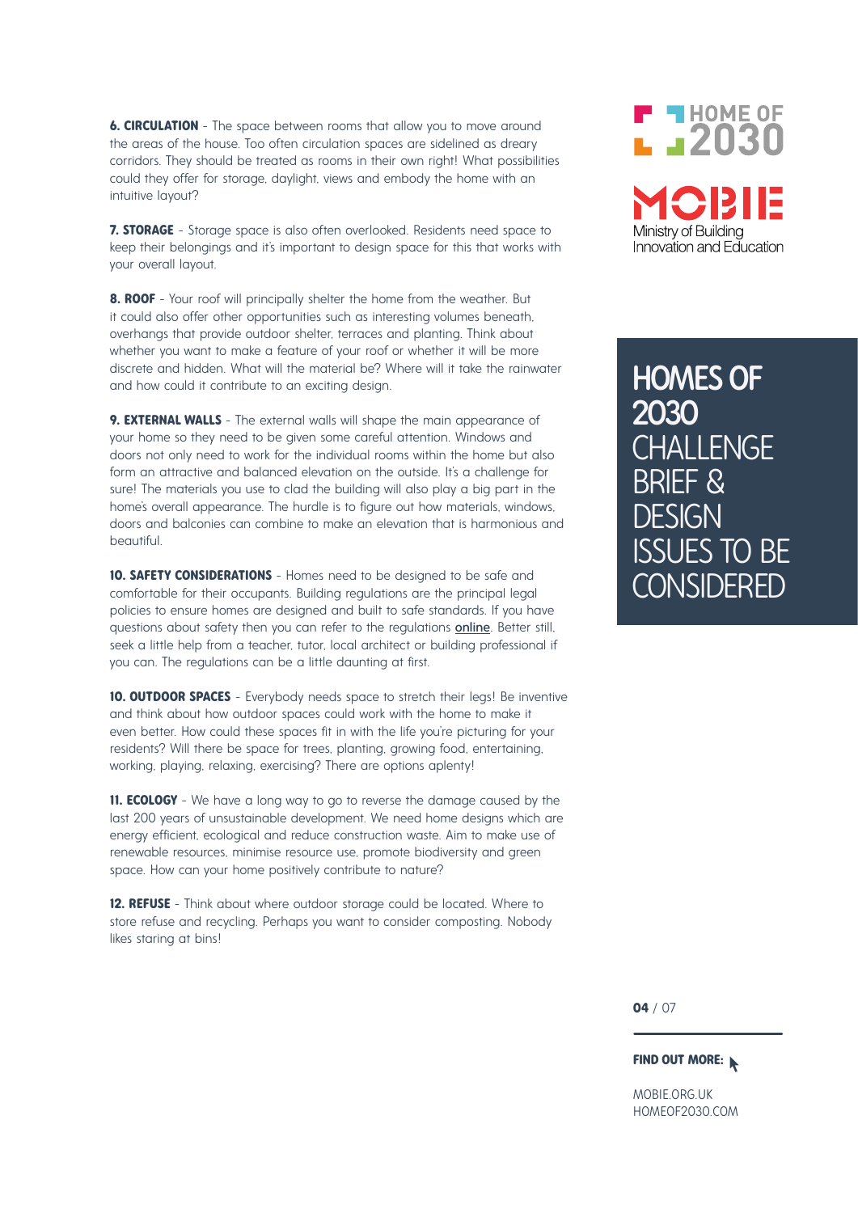**6. CIRCULATION** - The space between rooms that allow you to move around the areas of the house. Too often circulation spaces are sidelined as dreary corridors. They should be treated as rooms in their own right! What possibilities could they offer for storage, daylight, views and embody the home with an intuitive layout?

**7. STORAGE** - Storage space is also often overlooked. Residents need space to keep their belongings and it's important to design space for this that works with your overall layout.

**8. ROOF** - Your roof will principally shelter the home from the weather. But it could also offer other opportunities such as interesting volumes beneath, overhangs that provide outdoor shelter, terraces and planting. Think about whether you want to make a feature of your roof or whether it will be more discrete and hidden. What will the material be? Where will it take the rainwater and how could it contribute to an exciting design.

**9. EXTERNAL WALLS** - The external walls will shape the main appearance of your home so they need to be given some careful attention. Windows and doors not only need to work for the individual rooms within the home but also form an attractive and balanced elevation on the outside. It's a challenge for sure! The materials you use to clad the building will also play a big part in the home's overall appearance. The hurdle is to figure out how materials, windows, doors and balconies can combine to make an elevation that is harmonious and beautiful.

**10. SAFETY CONSIDERATIONS** - Homes need to be designed to be safe and comfortable for their occupants. Building regulations are the principal legal policies to ensure homes are designed and built to safe standards. If you have questions about safety then you can refer to the regulations **online**. Better still, seek a little help from a teacher, tutor, local architect or building professional if you can. The regulations can be a little daunting at first.

**10. OUTDOOR SPACES** - Everybody needs space to stretch their legs! Be inventive and think about how outdoor spaces could work with the home to make it even better. How could these spaces fit in with the life you're picturing for your residents? Will there be space for trees, planting, growing food, entertaining, working, playing, relaxing, exercising? There are options aplenty!

**11. ECOLOGY** - We have a long way to go to reverse the damage caused by the last 200 years of unsustainable development. We need home designs which are energy efficient, ecological and reduce construction waste. Aim to make use of renewable resources, minimise resource use, promote biodiversity and green space. How can your home positively contribute to nature?

**12. REFUSE** - Think about where outdoor storage could be located. Where to store refuse and recycling. Perhaps you want to consider composting. Nobody likes staring at bins!

HOME OF 2030

MOBIE Ministry of Building Innovation and Education

# HOMES OF 2030 CHALLENGE BRIEF & DESIGN ISSUES TO BE CONSIDERED

**FIND OUT MORE:**

MOBIE.ORG.UK
HOMEOF2030.COM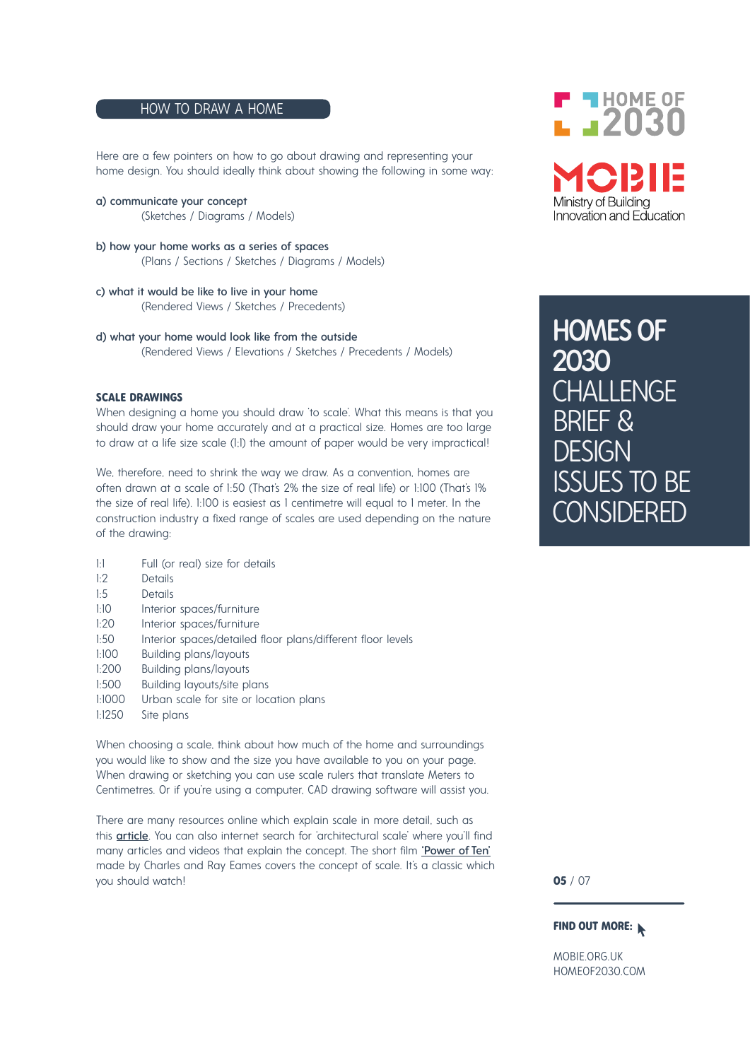## HOW TO DRAW A HOME

Here are a few pointers on how to go about drawing and representing your home design. You should ideally think about showing the following in some way:

a) communicate your concept
  (Sketches / Diagrams / Models)

b) how your home works as a series of spaces
  (Plans / Sections / Sketches / Diagrams / Models)

c) what it would be like to live in your home
  (Rendered Views / Sketches / Precedents)

d) what your home would look like from the outside
  (Rendered Views / Elevations / Sketches / Precedents / Models)

### SCALE DRAWINGS

When designing a home you should draw 'to scale'. What this means is that you should draw your home accurately and at a practical size. Homes are too large to draw at a life size scale (1:1) the amount of paper would be very impractical!

We, therefore, need to shrink the way we draw. As a convention, homes are often drawn at a scale of 1:50 (That's 2% the size of real life) or 1:100 (That's 1% the size of real life). 1:100 is easiest as 1 centimetre will equal to 1 meter. In the construction industry a fixed range of scales are used depending on the nature of the drawing:

| | |
|---|---|
| 1:1 | Full (or real) size for details |
| 1:2 | Details |
| 1:5 | Details |
| 1:10 | Interior spaces/furniture |
| 1:20 | Interior spaces/furniture |
| 1:50 | Interior spaces/detailed floor plans/different floor levels |
| 1:100 | Building plans/layouts |
| 1:200 | Building plans/layouts |
| 1:500 | Building layouts/site plans |
| 1:1000 | Urban scale for site or location plans |
| 1:1250 | Site plans |

When choosing a scale, think about how much of the home and surroundings you would like to show and the size you have available to you on your page. When drawing or sketching you can use scale rulers that translate Meters to Centimetres. Or if you're using a computer, CAD drawing software will assist you.

There are many resources online which explain scale in more detail, such as this **article**. You can also internet search for 'architectural scale' where you'll find many articles and videos that explain the concept. The short film **'Power of Ten'** made by Charles and Ray Eames covers the concept of scale. It's a classic which you should watch!

**HOMES OF 2030** CHALLENGE BRIEF & DESIGN ISSUES TO BE CONSIDERED

HOME OF 2030

MOBIE Ministry of Building Innovation and Education

**FIND OUT MORE:**

MOBIE.ORG.UK
HOMEOF2030.COM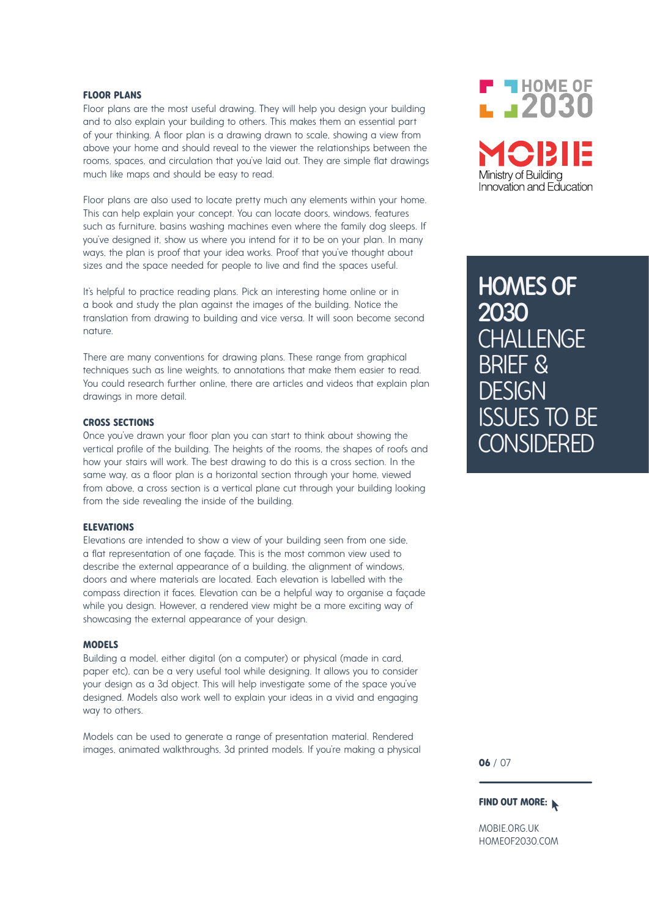### FLOOR PLANS

Floor plans are the most useful drawing. They will help you design your building and to also explain your building to others. This makes them an essential part of your thinking. A floor plan is a drawing drawn to scale, showing a view from above your home and should reveal to the viewer the relationships between the rooms, spaces, and circulation that you've laid out. They are simple flat drawings much like maps and should be easy to read.

Floor plans are also used to locate pretty much any elements within your home. This can help explain your concept. You can locate doors, windows, features such as furniture, basins washing machines even where the family dog sleeps. If you've designed it, show us where you intend for it to be on your plan. In many ways, the plan is proof that your idea works. Proof that you've thought about sizes and the space needed for people to live and find the spaces useful.

It's helpful to practice reading plans. Pick an interesting home online or in a book and study the plan against the images of the building. Notice the translation from drawing to building and vice versa. It will soon become second nature.

There are many conventions for drawing plans. These range from graphical techniques such as line weights, to annotations that make them easier to read. You could research further online, there are articles and videos that explain plan drawings in more detail.

### CROSS SECTIONS

Once you've drawn your floor plan you can start to think about showing the vertical profile of the building. The heights of the rooms, the shapes of roofs and how your stairs will work. The best drawing to do this is a cross section. In the same way, as a floor plan is a horizontal section through your home, viewed from above, a cross section is a vertical plane cut through your building looking from the side revealing the inside of the building.

### ELEVATIONS

Elevations are intended to show a view of your building seen from one side, a flat representation of one façade. This is the most common view used to describe the external appearance of a building, the alignment of windows, doors and where materials are located. Each elevation is labelled with the compass direction it faces. Elevation can be a helpful way to organise a façade while you design. However, a rendered view might be a more exciting way of showcasing the external appearance of your design.

### MODELS

Building a model, either digital (on a computer) or physical (made in card, paper etc), can be a very useful tool while designing. It allows you to consider your design as a 3d object. This will help investigate some of the space you've designed. Models also work well to explain your ideas in a vivid and engaging way to others.

Models can be used to generate a range of presentation material. Rendered images, animated walkthroughs, 3d printed models. If you're making a physical

HOME OF 2030

MOBIE
Ministry of Building Innovation and Education

## HOMES OF 2030 CHALLENGE BRIEF & DESIGN ISSUES TO BE CONSIDERED

**FIND OUT MORE:**

MOBIE.ORG.UK
HOMEOF2030.COM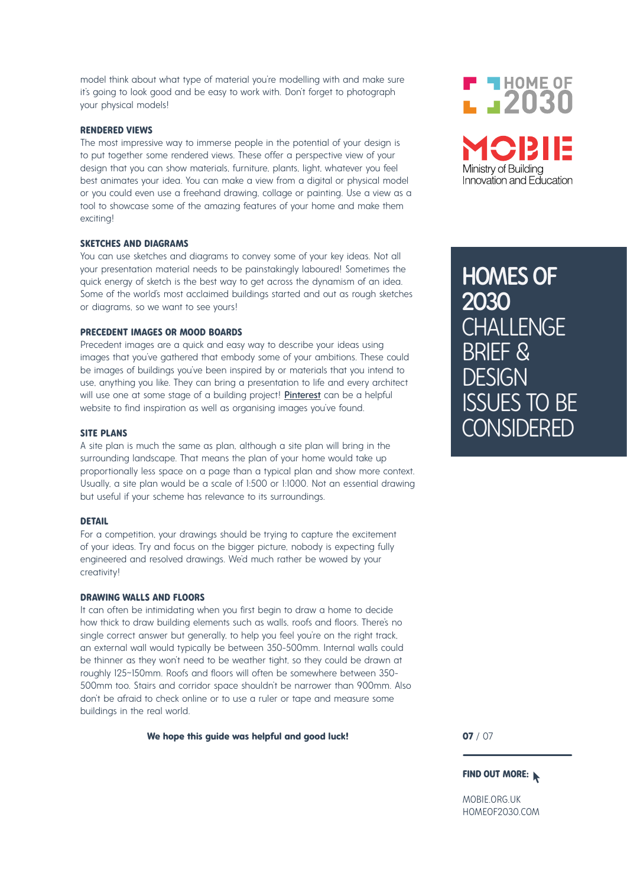model think about what type of material you're modelling with and make sure it's going to look good and be easy to work with. Don't forget to photograph your physical models!

**RENDERED VIEWS**

The most impressive way to immerse people in the potential of your design is to put together some rendered views. These offer a perspective view of your design that you can show materials, furniture, plants, light, whatever you feel best animates your idea. You can make a view from a digital or physical model or you could even use a freehand drawing, collage or painting. Use a view as a tool to showcase some of the amazing features of your home and make them exciting!

**SKETCHES AND DIAGRAMS**

You can use sketches and diagrams to convey some of your key ideas. Not all your presentation material needs to be painstakingly laboured! Sometimes the quick energy of sketch is the best way to get across the dynamism of an idea. Some of the world's most acclaimed buildings started and out as rough sketches or diagrams, so we want to see yours!

**PRECEDENT IMAGES OR MOOD BOARDS**

Precedent images are a quick and easy way to describe your ideas using images that you've gathered that embody some of your ambitions. These could be images of buildings you've been inspired by or materials that you intend to use, anything you like. They can bring a presentation to life and every architect will use one at some stage of a building project! Pinterest can be a helpful website to find inspiration as well as organising images you've found.

**SITE PLANS**

A site plan is much the same as plan, although a site plan will bring in the surrounding landscape. That means the plan of your home would take up proportionally less space on a page than a typical plan and show more context. Usually, a site plan would be a scale of 1:500 or 1:1000. Not an essential drawing but useful if your scheme has relevance to its surroundings.

**DETAIL**

For a competition, your drawings should be trying to capture the excitement of your ideas. Try and focus on the bigger picture, nobody is expecting fully engineered and resolved drawings. We'd much rather be wowed by your creativity!

**DRAWING WALLS AND FLOORS**

It can often be intimidating when you first begin to draw a home to decide how thick to draw building elements such as walls, roofs and floors. There's no single correct answer but generally, to help you feel you're on the right track, an external wall would typically be between 350-500mm. Internal walls could be thinner as they won't need to be weather tight, so they could be drawn at roughly 125-150mm. Roofs and floors will often be somewhere between 350-500mm too. Stairs and corridor space shouldn't be narrower than 900mm. Also don't be afraid to check online or to use a ruler or tape and measure some buildings in the real world.

**We hope this guide was helpful and good luck!**

HOME OF 2030

MOBIE
Ministry of Building Innovation and Education

# HOMES OF 2030 CHALLENGE BRIEF & DESIGN ISSUES TO BE CONSIDERED

**FIND OUT MORE:**

MOBIE.ORG.UK
HOMEOF2030.COM